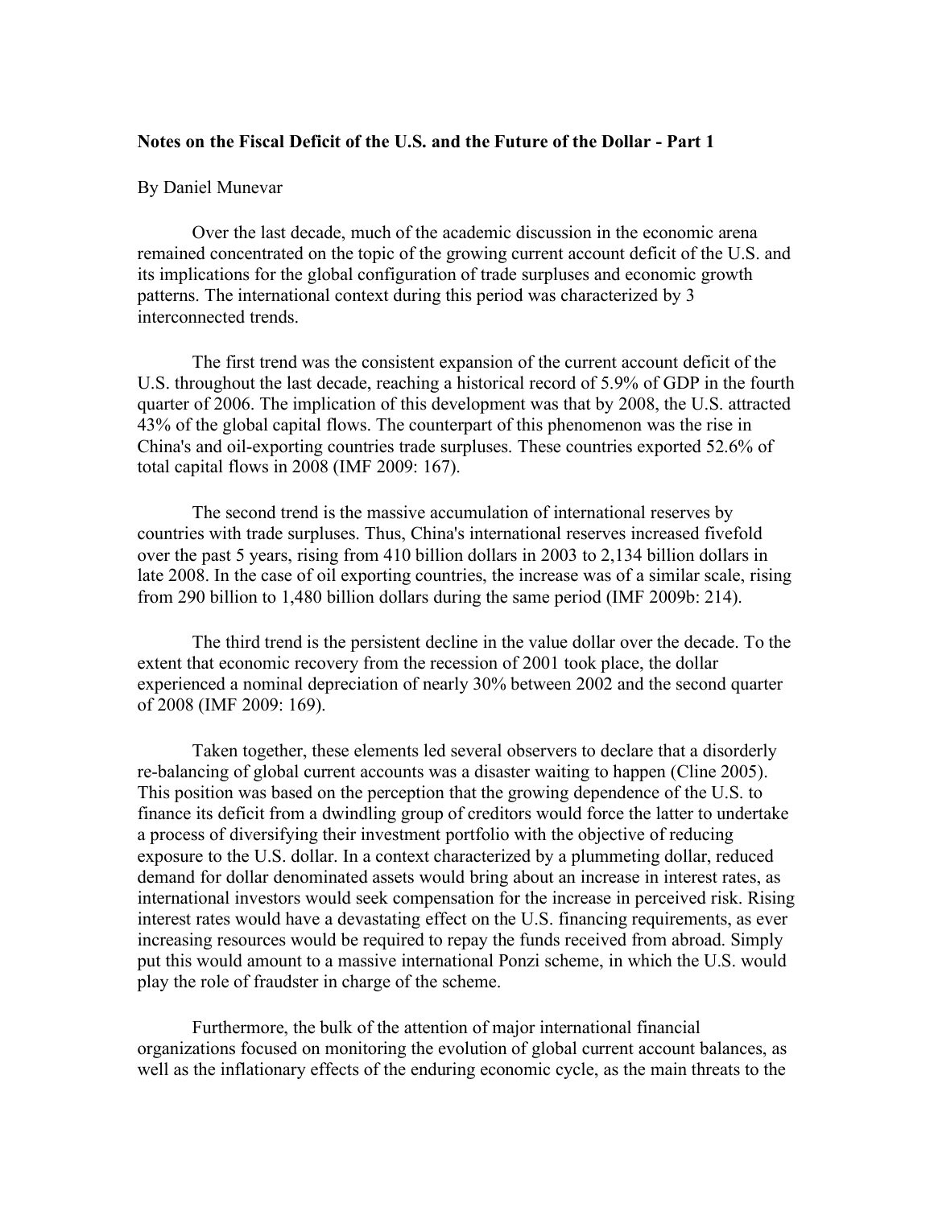**Notes on the Fiscal Deficit of the U.S. and the Future of the Dollar - Part 1**

By Daniel Munevar

Over the last decade, much of the academic discussion in the economic arena remained concentrated on the topic of the growing current account deficit of the U.S. and its implications for the global configuration of trade surpluses and economic growth patterns. The international context during this period was characterized by 3 interconnected trends.

The first trend was the consistent expansion of the current account deficit of the U.S. throughout the last decade, reaching a historical record of 5.9% of GDP in the fourth quarter of 2006. The implication of this development was that by 2008, the U.S. attracted 43% of the global capital flows. The counterpart of this phenomenon was the rise in China's and oil-exporting countries trade surpluses. These countries exported 52.6% of total capital flows in 2008 (IMF 2009: 167).

The second trend is the massive accumulation of international reserves by countries with trade surpluses. Thus, China's international reserves increased fivefold over the past 5 years, rising from 410 billion dollars in 2003 to 2,134 billion dollars in late 2008. In the case of oil exporting countries, the increase was of a similar scale, rising from 290 billion to 1,480 billion dollars during the same period (IMF 2009b: 214).

The third trend is the persistent decline in the value dollar over the decade. To the extent that economic recovery from the recession of 2001 took place, the dollar experienced a nominal depreciation of nearly 30% between 2002 and the second quarter of 2008 (IMF 2009: 169).

Taken together, these elements led several observers to declare that a disorderly re-balancing of global current accounts was a disaster waiting to happen (Cline 2005). This position was based on the perception that the growing dependence of the U.S. to finance its deficit from a dwindling group of creditors would force the latter to undertake a process of diversifying their investment portfolio with the objective of reducing exposure to the U.S. dollar. In a context characterized by a plummeting dollar, reduced demand for dollar denominated assets would bring about an increase in interest rates, as international investors would seek compensation for the increase in perceived risk. Rising interest rates would have a devastating effect on the U.S. financing requirements, as ever increasing resources would be required to repay the funds received from abroad. Simply put this would amount to a massive international Ponzi scheme, in which the U.S. would play the role of fraudster in charge of the scheme.

Furthermore, the bulk of the attention of major international financial organizations focused on monitoring the evolution of global current account balances, as well as the inflationary effects of the enduring economic cycle, as the main threats to the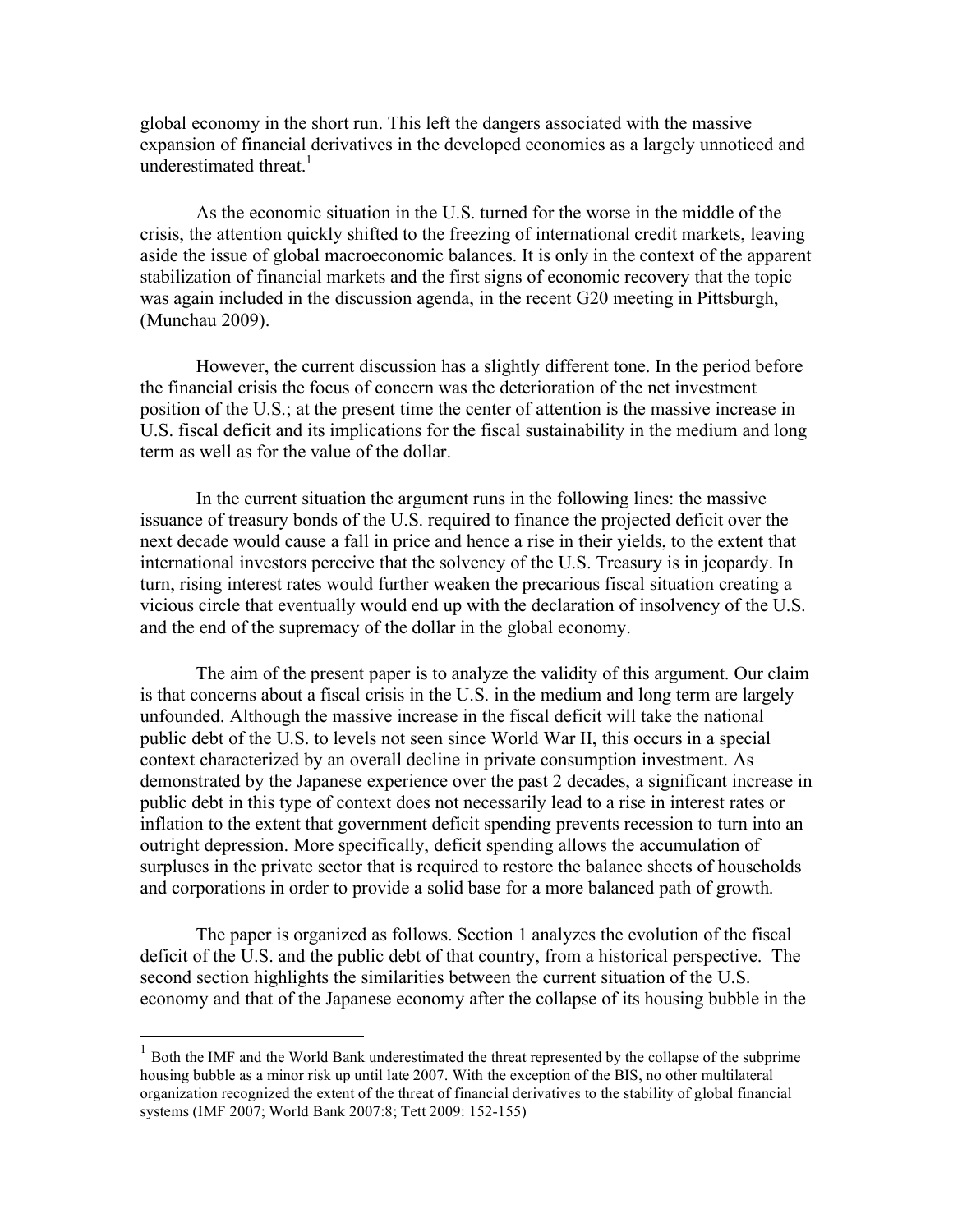global economy in the short run. This left the dangers associated with the massive expansion of financial derivatives in the developed economies as a largely unnoticed and underestimated threat.[1]

As the economic situation in the U.S. turned for the worse in the middle of the crisis, the attention quickly shifted to the freezing of international credit markets, leaving aside the issue of global macroeconomic balances. It is only in the context of the apparent stabilization of financial markets and the first signs of economic recovery that the topic was again included in the discussion agenda, in the recent G20 meeting in Pittsburgh, (Munchau 2009).

However, the current discussion has a slightly different tone. In the period before the financial crisis the focus of concern was the deterioration of the net investment position of the U.S.; at the present time the center of attention is the massive increase in U.S. fiscal deficit and its implications for the fiscal sustainability in the medium and long term as well as for the value of the dollar.

In the current situation the argument runs in the following lines: the massive issuance of treasury bonds of the U.S. required to finance the projected deficit over the next decade would cause a fall in price and hence a rise in their yields, to the extent that international investors perceive that the solvency of the U.S. Treasury is in jeopardy. In turn, rising interest rates would further weaken the precarious fiscal situation creating a vicious circle that eventually would end up with the declaration of insolvency of the U.S. and the end of the supremacy of the dollar in the global economy.

The aim of the present paper is to analyze the validity of this argument. Our claim is that concerns about a fiscal crisis in the U.S. in the medium and long term are largely unfounded. Although the massive increase in the fiscal deficit will take the national public debt of the U.S. to levels not seen since World War II, this occurs in a special context characterized by an overall decline in private consumption investment. As demonstrated by the Japanese experience over the past 2 decades, a significant increase in public debt in this type of context does not necessarily lead to a rise in interest rates or inflation to the extent that government deficit spending prevents recession to turn into an outright depression. More specifically, deficit spending allows the accumulation of surpluses in the private sector that is required to restore the balance sheets of households and corporations in order to provide a solid base for a more balanced path of growth.

The paper is organized as follows. Section 1 analyzes the evolution of the fiscal deficit of the U.S. and the public debt of that country, from a historical perspective. The second section highlights the similarities between the current situation of the U.S. economy and that of the Japanese economy after the collapse of its housing bubble in the

[1] Both the IMF and the World Bank underestimated the threat represented by the collapse of the subprime housing bubble as a minor risk up until late 2007. With the exception of the BIS, no other multilateral organization recognized the extent of the threat of financial derivatives to the stability of global financial systems (IMF 2007; World Bank 2007:8; Tett 2009: 152-155)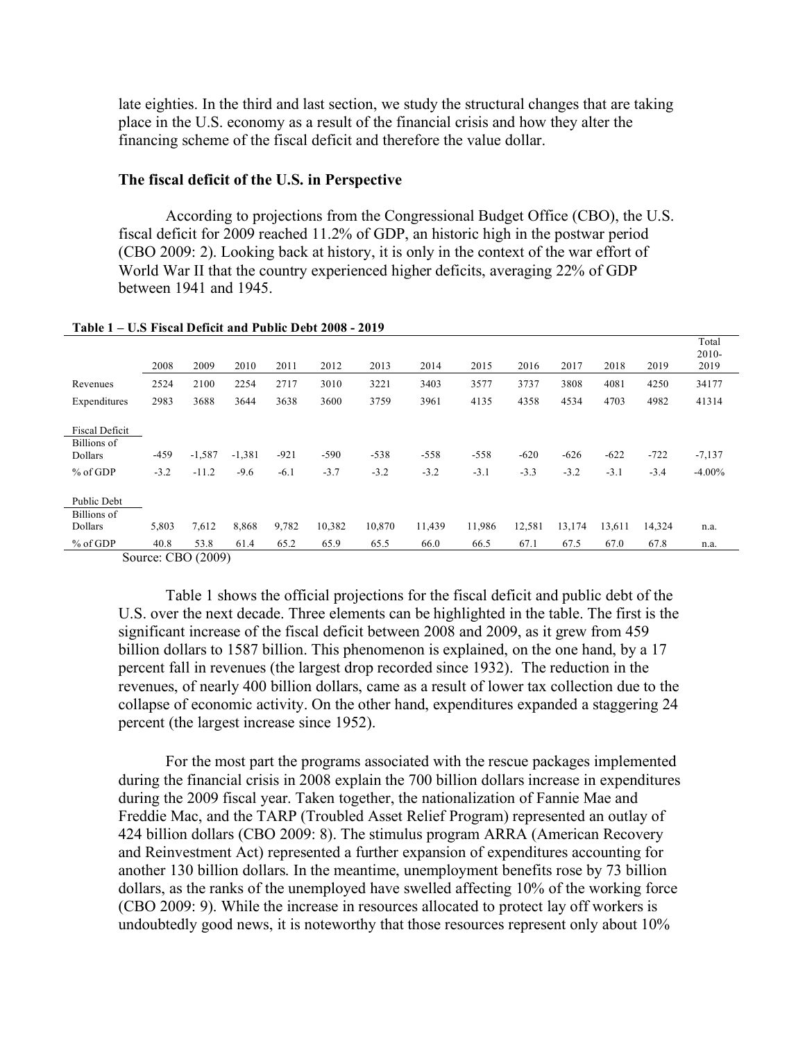late eighties. In the third and last section, we study the structural changes that are taking place in the U.S. economy as a result of the financial crisis and how they alter the financing scheme of the fiscal deficit and therefore the value dollar.

### The fiscal deficit of the U.S. in Perspective

According to projections from the Congressional Budget Office (CBO), the U.S. fiscal deficit for 2009 reached 11.2% of GDP, an historic high in the postwar period (CBO 2009: 2). Looking back at history, it is only in the context of the war effort of World War II that the country experienced higher deficits, averaging 22% of GDP between 1941 and 1945.

**Table 1 – U.S Fiscal Deficit and Public Debt 2008 - 2019**

| | 2008 | 2009 | 2010 | 2011 | 2012 | 2013 | 2014 | 2015 | 2016 | 2017 | 2018 | 2019 | Total 2010-2019 |
|---|---|---|---|---|---|---|---|---|---|---|---|---|---|
| Revenues | 2524 | 2100 | 2254 | 2717 | 3010 | 3221 | 3403 | 3577 | 3737 | 3808 | 4081 | 4250 | 34177 |
| Expenditures | 2983 | 3688 | 3644 | 3638 | 3600 | 3759 | 3961 | 4135 | 4358 | 4534 | 4703 | 4982 | 41314 |
| Fiscal Deficit | | | | | | | | | | | | | |
| Billions of Dollars | -459 | -1,587 | -1,381 | -921 | -590 | -538 | -558 | -558 | -620 | -626 | -622 | -722 | -7,137 |
| % of GDP | -3.2 | -11.2 | -9.6 | -6.1 | -3.7 | -3.2 | -3.2 | -3.1 | -3.3 | -3.2 | -3.1 | -3.4 | -4.00% |
| Public Debt | | | | | | | | | | | | | |
| Billions of Dollars | 5,803 | 7,612 | 8,868 | 9,782 | 10,382 | 10,870 | 11,439 | 11,986 | 12,581 | 13,174 | 13,611 | 14,324 | n.a. |
| % of GDP | 40.8 | 53.8 | 61.4 | 65.2 | 65.9 | 65.5 | 66.0 | 66.5 | 67.1 | 67.5 | 67.0 | 67.8 | n.a. |

Source: CBO (2009)

Table 1 shows the official projections for the fiscal deficit and public debt of the U.S. over the next decade. Three elements can be highlighted in the table. The first is the significant increase of the fiscal deficit between 2008 and 2009, as it grew from 459 billion dollars to 1587 billion. This phenomenon is explained, on the one hand, by a 17 percent fall in revenues (the largest drop recorded since 1932). The reduction in the revenues, of nearly 400 billion dollars, came as a result of lower tax collection due to the collapse of economic activity. On the other hand, expenditures expanded a staggering 24 percent (the largest increase since 1952).

For the most part the programs associated with the rescue packages implemented during the financial crisis in 2008 explain the 700 billion dollars increase in expenditures during the 2009 fiscal year. Taken together, the nationalization of Fannie Mae and Freddie Mac, and the TARP (Troubled Asset Relief Program) represented an outlay of 424 billion dollars (CBO 2009: 8). The stimulus program ARRA (American Recovery and Reinvestment Act) represented a further expansion of expenditures accounting for another 130 billion dollars. In the meantime, unemployment benefits rose by 73 billion dollars, as the ranks of the unemployed have swelled affecting 10% of the working force (CBO 2009: 9). While the increase in resources allocated to protect lay off workers is undoubtedly good news, it is noteworthy that those resources represent only about 10%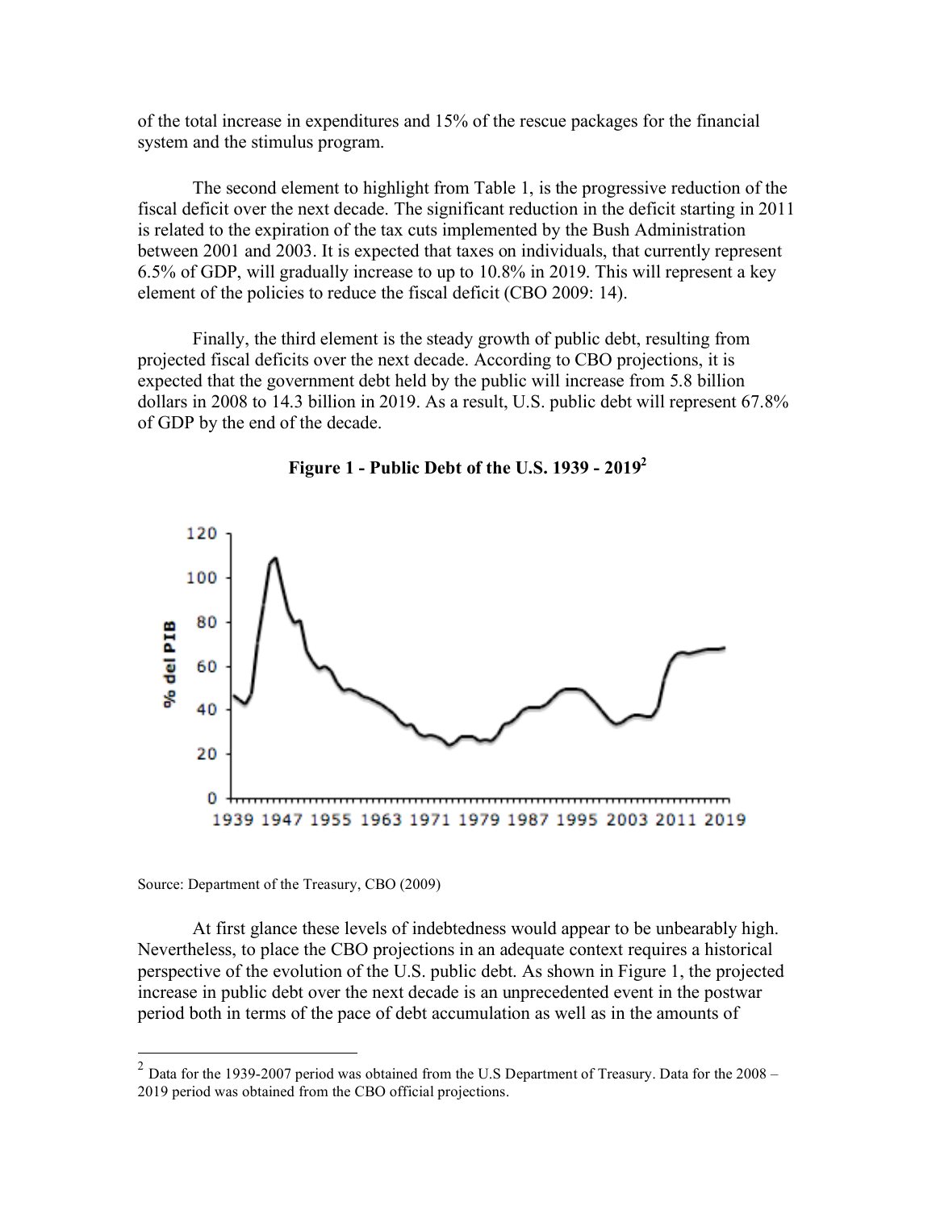of the total increase in expenditures and 15% of the rescue packages for the financial system and the stimulus program.

The second element to highlight from Table 1, is the progressive reduction of the fiscal deficit over the next decade. The significant reduction in the deficit starting in 2011 is related to the expiration of the tax cuts implemented by the Bush Administration between 2001 and 2003. It is expected that taxes on individuals, that currently represent 6.5% of GDP, will gradually increase to up to 10.8% in 2019. This will represent a key element of the policies to reduce the fiscal deficit (CBO 2009: 14).

Finally, the third element is the steady growth of public debt, resulting from projected fiscal deficits over the next decade. According to CBO projections, it is expected that the government debt held by the public will increase from 5.8 billion dollars in 2008 to 14.3 billion in 2019. As a result, U.S. public debt will represent 67.8% of GDP by the end of the decade.

**Figure 1 - Public Debt of the U.S. 1939 - 2019**[2]

Source: Department of the Treasury, CBO (2009)

At first glance these levels of indebtedness would appear to be unbearably high. Nevertheless, to place the CBO projections in an adequate context requires a historical perspective of the evolution of the U.S. public debt. As shown in Figure 1, the projected increase in public debt over the next decade is an unprecedented event in the postwar period both in terms of the pace of debt accumulation as well as in the amounts of

---

[2] Data for the 1939-2007 period was obtained from the U.S Department of Treasury. Data for the 2008 – 2019 period was obtained from the CBO official projections.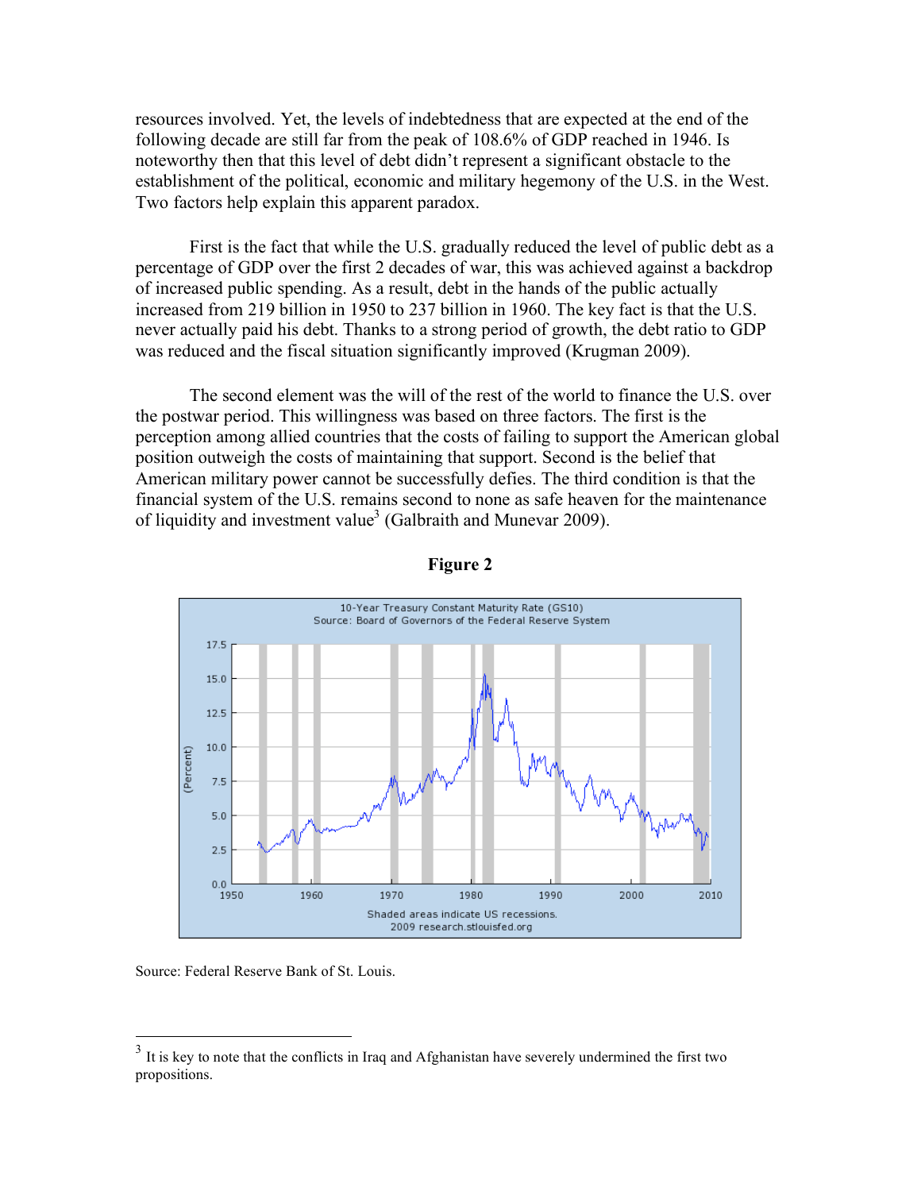resources involved. Yet, the levels of indebtedness that are expected at the end of the following decade are still far from the peak of 108.6% of GDP reached in 1946. Is noteworthy then that this level of debt didn't represent a significant obstacle to the establishment of the political, economic and military hegemony of the U.S. in the West. Two factors help explain this apparent paradox.

First is the fact that while the U.S. gradually reduced the level of public debt as a percentage of GDP over the first 2 decades of war, this was achieved against a backdrop of increased public spending. As a result, debt in the hands of the public actually increased from 219 billion in 1950 to 237 billion in 1960. The key fact is that the U.S. never actually paid his debt. Thanks to a strong period of growth, the debt ratio to GDP was reduced and the fiscal situation significantly improved (Krugman 2009).

The second element was the will of the rest of the world to finance the U.S. over the postwar period. This willingness was based on three factors. The first is the perception among allied countries that the costs of failing to support the American global position outweigh the costs of maintaining that support. Second is the belief that American military power cannot be successfully defies. The third condition is that the financial system of the U.S. remains second to none as safe heaven for the maintenance of liquidity and investment value[3] (Galbraith and Munevar 2009).

**Figure 2**

10-Year Treasury Constant Maturity Rate (GS10)
Source: Board of Governors of the Federal Reserve System

Shaded areas indicate US recessions.
2009 research.stlouisfed.org

Source: Federal Reserve Bank of St. Louis.

[3] It is key to note that the conflicts in Iraq and Afghanistan have severely undermined the first two propositions.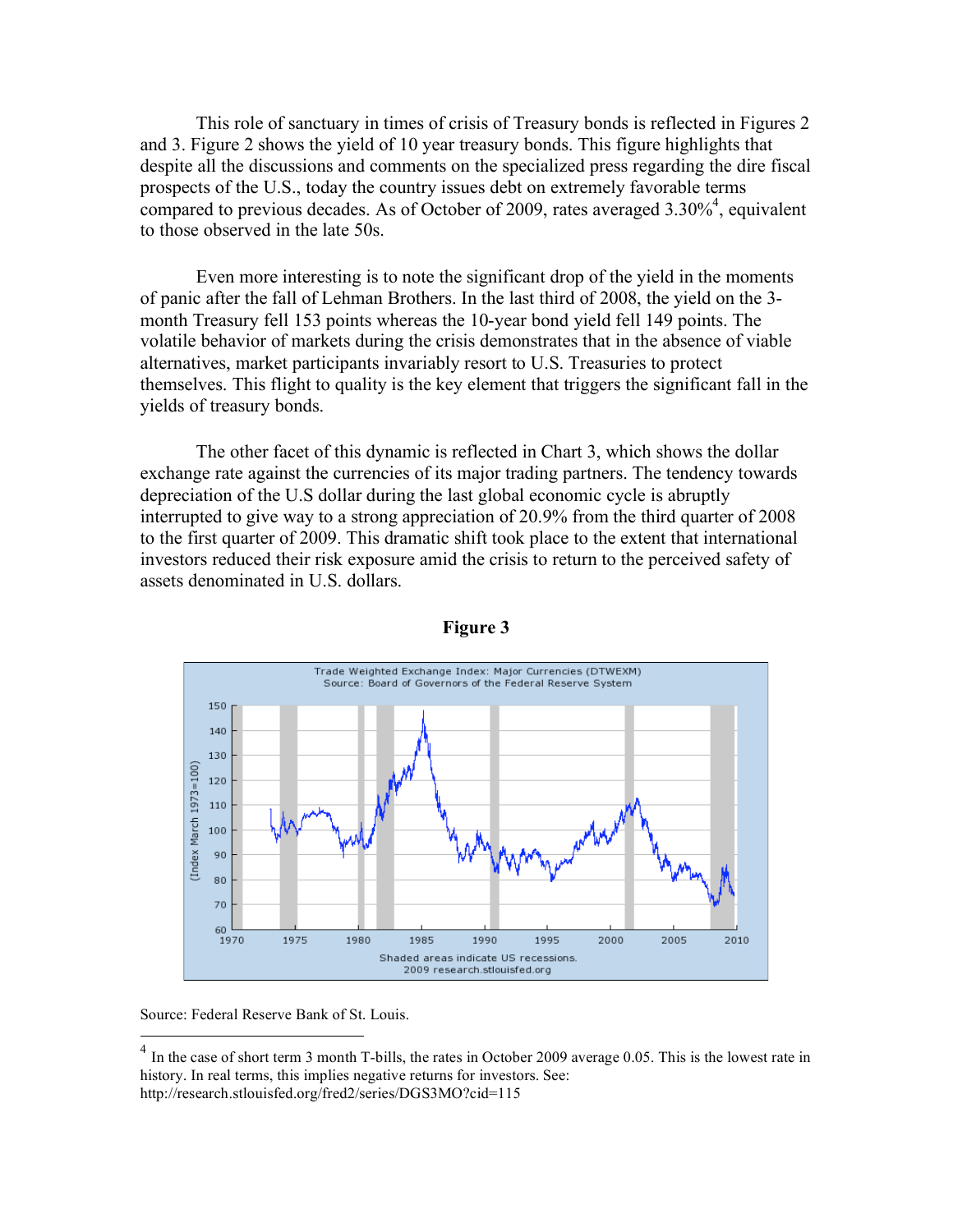This role of sanctuary in times of crisis of Treasury bonds is reflected in Figures 2 and 3. Figure 2 shows the yield of 10 year treasury bonds. This figure highlights that despite all the discussions and comments on the specialized press regarding the dire fiscal prospects of the U.S., today the country issues debt on extremely favorable terms compared to previous decades. As of October of 2009, rates averaged 3.30%[4], equivalent to those observed in the late 50s.

Even more interesting is to note the significant drop of the yield in the moments of panic after the fall of Lehman Brothers. In the last third of 2008, the yield on the 3-month Treasury fell 153 points whereas the 10-year bond yield fell 149 points. The volatile behavior of markets during the crisis demonstrates that in the absence of viable alternatives, market participants invariably resort to U.S. Treasuries to protect themselves. This flight to quality is the key element that triggers the significant fall in the yields of treasury bonds.

The other facet of this dynamic is reflected in Chart 3, which shows the dollar exchange rate against the currencies of its major trading partners. The tendency towards depreciation of the U.S dollar during the last global economic cycle is abruptly interrupted to give way to a strong appreciation of 20.9% from the third quarter of 2008 to the first quarter of 2009. This dramatic shift took place to the extent that international investors reduced their risk exposure amid the crisis to return to the perceived safety of assets denominated in U.S. dollars.

**Figure 3**

Source: Federal Reserve Bank of St. Louis.

---

[4] In the case of short term 3 month T-bills, the rates in October 2009 average 0.05. This is the lowest rate in history. In real terms, this implies negative returns for investors. See: http://research.stlouisfed.org/fred2/series/DGS3MO?cid=115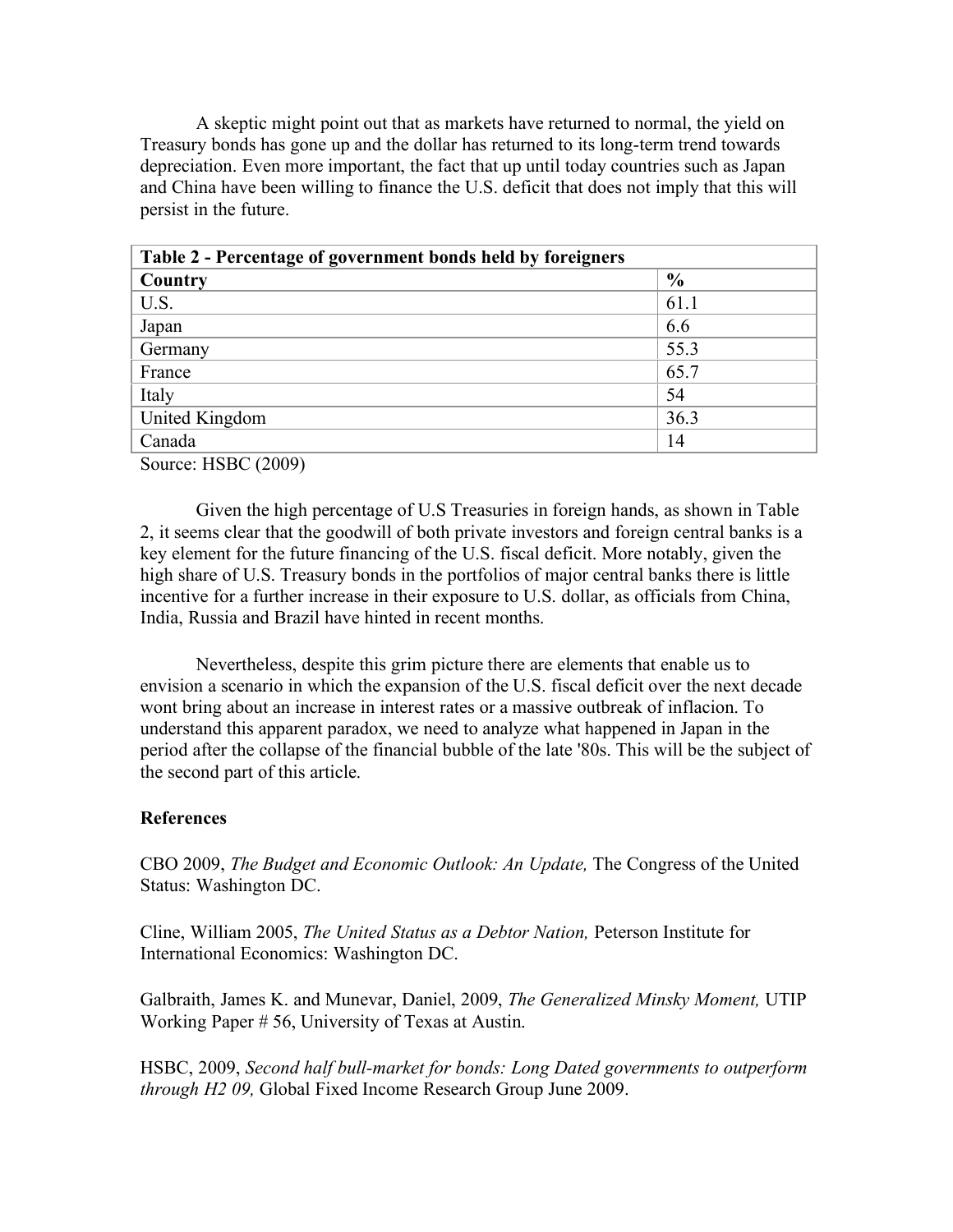A skeptic might point out that as markets have returned to normal, the yield on Treasury bonds has gone up and the dollar has returned to its long-term trend towards depreciation. Even more important, the fact that up until today countries such as Japan and China have been willing to finance the U.S. deficit that does not imply that this will persist in the future.

| **Table 2 - Percentage of government bonds held by foreigners** | |
|---|---|
| **Country** | **%** |
| U.S. | 61.1 |
| Japan | 6.6 |
| Germany | 55.3 |
| France | 65.7 |
| Italy | 54 |
| United Kingdom | 36.3 |
| Canada | 14 |

Source: HSBC (2009)

Given the high percentage of U.S Treasuries in foreign hands, as shown in Table 2, it seems clear that the goodwill of both private investors and foreign central banks is a key element for the future financing of the U.S. fiscal deficit. More notably, given the high share of U.S. Treasury bonds in the portfolios of major central banks there is little incentive for a further increase in their exposure to U.S. dollar, as officials from China, India, Russia and Brazil have hinted in recent months.

Nevertheless, despite this grim picture there are elements that enable us to envision a scenario in which the expansion of the U.S. fiscal deficit over the next decade wont bring about an increase in interest rates or a massive outbreak of inflacion. To understand this apparent paradox, we need to analyze what happened in Japan in the period after the collapse of the financial bubble of the late '80s. This will be the subject of the second part of this article.

**References**

CBO 2009, *The Budget and Economic Outlook: An Update,* The Congress of the United Status: Washington DC.

Cline, William 2005, *The United Status as a Debtor Nation,* Peterson Institute for International Economics: Washington DC.

Galbraith, James K. and Munevar, Daniel, 2009, *The Generalized Minsky Moment,* UTIP Working Paper # 56, University of Texas at Austin.

HSBC, 2009, *Second half bull-market for bonds: Long Dated governments to outperform through H2 09,* Global Fixed Income Research Group June 2009.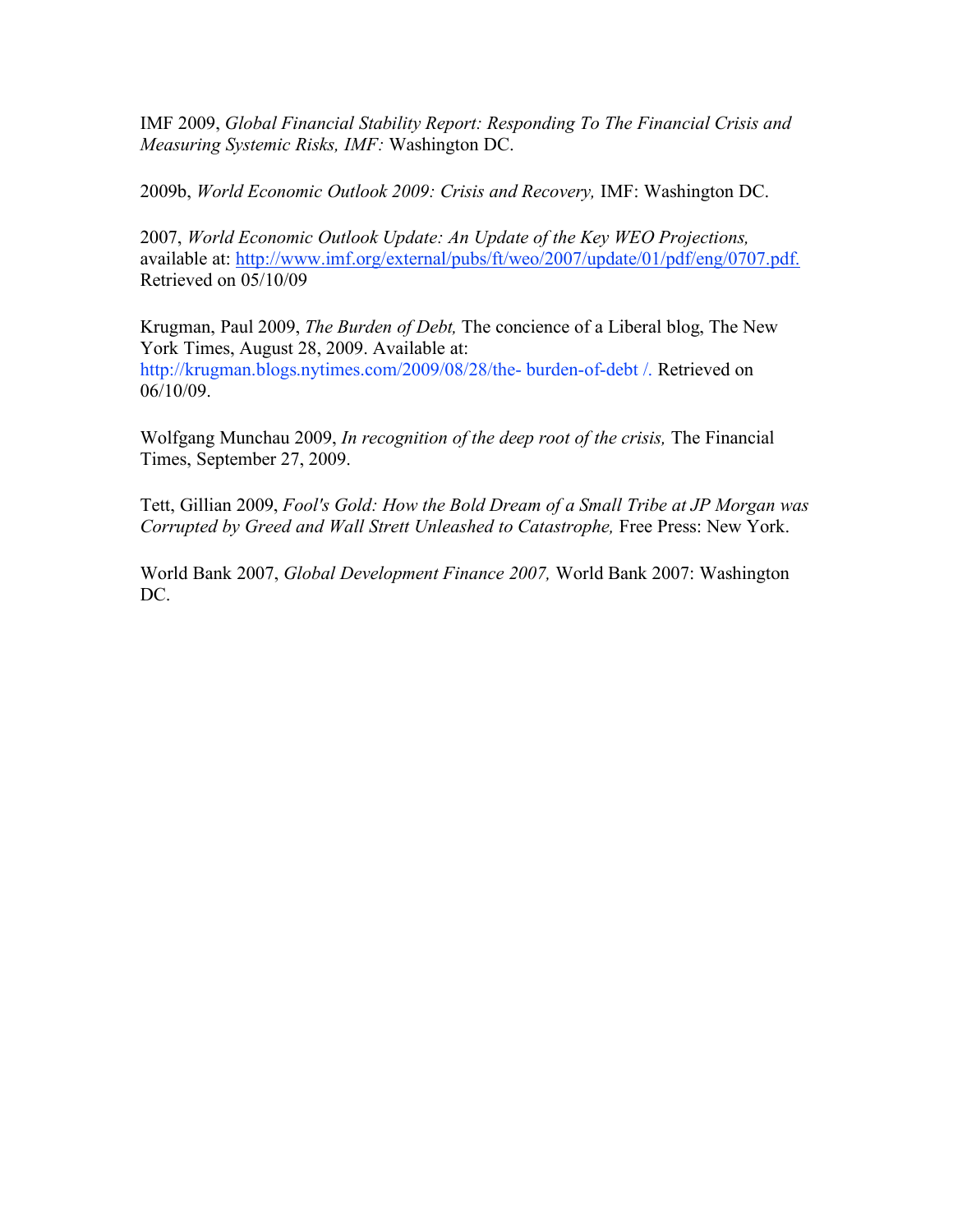IMF 2009, *Global Financial Stability Report: Responding To The Financial Crisis and Measuring Systemic Risks, IMF:* Washington DC.

2009b, *World Economic Outlook 2009: Crisis and Recovery,* IMF: Washington DC.

2007, *World Economic Outlook Update: An Update of the Key WEO Projections,* available at: http://www.imf.org/external/pubs/ft/weo/2007/update/01/pdf/eng/0707.pdf. Retrieved on 05/10/09

Krugman, Paul 2009, *The Burden of Debt,* The concience of a Liberal blog, The New York Times, August 28, 2009. Available at: http://krugman.blogs.nytimes.com/2009/08/28/the- burden-of-debt /. Retrieved on 06/10/09.

Wolfgang Munchau 2009, *In recognition of the deep root of the crisis,* The Financial Times, September 27, 2009.

Tett, Gillian 2009, *Fool's Gold: How the Bold Dream of a Small Tribe at JP Morgan was Corrupted by Greed and Wall Strett Unleashed to Catastrophe,* Free Press: New York.

World Bank 2007, *Global Development Finance 2007,* World Bank 2007: Washington DC.